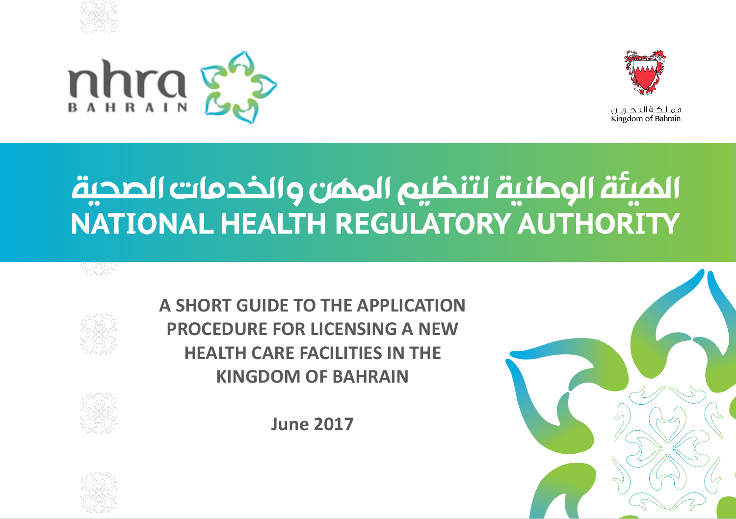nhra BAHRAIN

مملكة البحرين
Kingdom of Bahrain

# الهيئة الوطنية لتنظيم المهن والخدمات الصحية
# NATIONAL HEALTH REGULATORY AUTHORITY

## A SHORT GUIDE TO THE APPLICATION PROCEDURE FOR LICENSING A NEW HEALTH CARE FACILITIES IN THE KINGDOM OF BAHRAIN

**June 2017**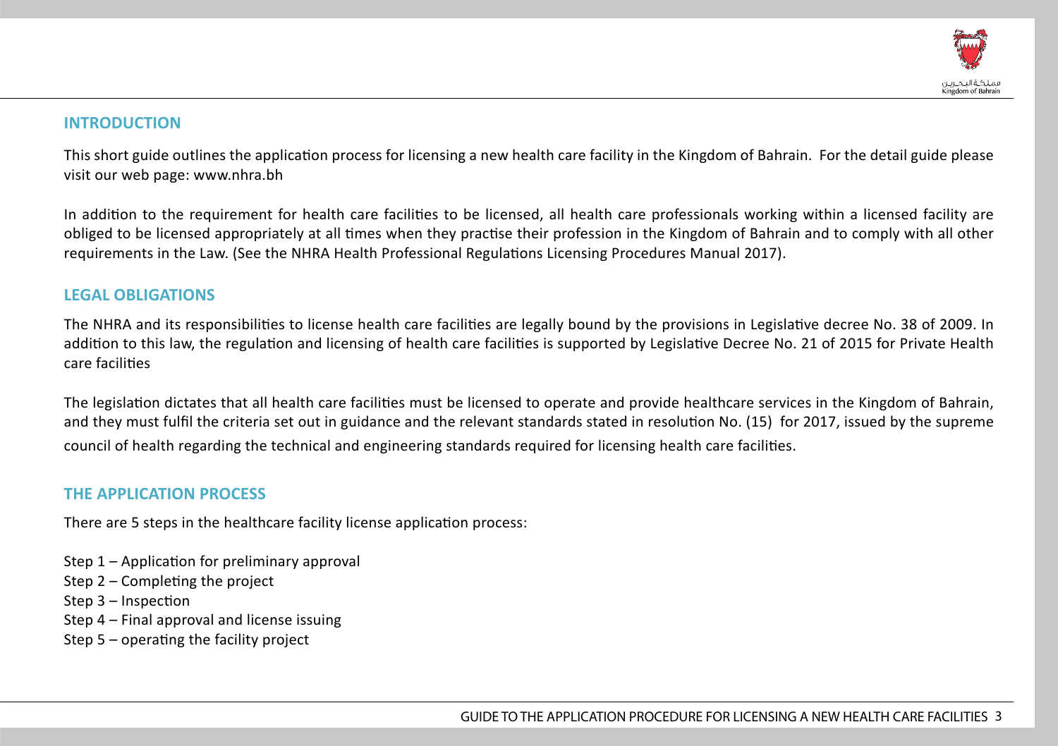## INTRODUCTION

This short guide outlines the application process for licensing a new health care facility in the Kingdom of Bahrain. For the detail guide please visit our web page: www.nhra.bh

In addition to the requirement for health care facilities to be licensed, all health care professionals working within a licensed facility are obliged to be licensed appropriately at all times when they practise their profession in the Kingdom of Bahrain and to comply with all other requirements in the Law. (See the NHRA Health Professional Regulations Licensing Procedures Manual 2017).

## LEGAL OBLIGATIONS

The NHRA and its responsibilities to license health care facilities are legally bound by the provisions in Legislative decree No. 38 of 2009. In addition to this law, the regulation and licensing of health care facilities is supported by Legislative Decree No. 21 of 2015 for Private Health care facilities

The legislation dictates that all health care facilities must be licensed to operate and provide healthcare services in the Kingdom of Bahrain, and they must fulfil the criteria set out in guidance and the relevant standards stated in resolution No. (15) for 2017, issued by the supreme council of health regarding the technical and engineering standards required for licensing health care facilities.

## THE APPLICATION PROCESS

There are 5 steps in the healthcare facility license application process:

Step 1 – Application for preliminary approval
Step 2 – Completing the project
Step 3 – Inspection
Step 4 – Final approval and license issuing
Step 5 – operating the facility project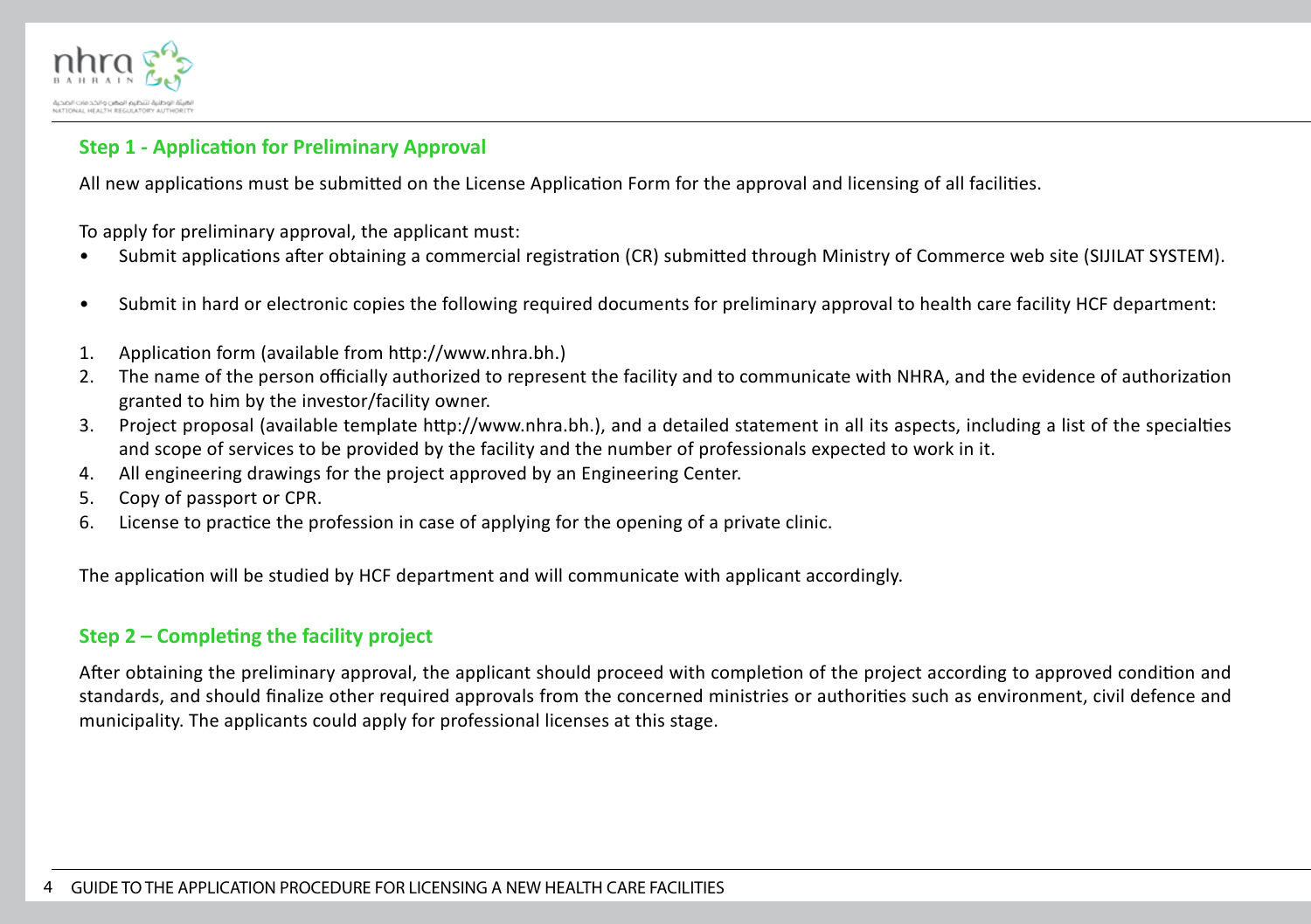## Step 1 - Application for Preliminary Approval

All new applications must be submitted on the License Application Form for the approval and licensing of all facilities.

To apply for preliminary approval, the applicant must:

- Submit applications after obtaining a commercial registration (CR) submitted through Ministry of Commerce web site (SIJILAT SYSTEM).
- Submit in hard or electronic copies the following required documents for preliminary approval to health care facility HCF department:

1. Application form (available from http://www.nhra.bh.)
2. The name of the person officially authorized to represent the facility and to communicate with NHRA, and the evidence of authorization granted to him by the investor/facility owner.
3. Project proposal (available template http://www.nhra.bh.), and a detailed statement in all its aspects, including a list of the specialties and scope of services to be provided by the facility and the number of professionals expected to work in it.
4. All engineering drawings for the project approved by an Engineering Center.
5. Copy of passport or CPR.
6. License to practice the profession in case of applying for the opening of a private clinic.

The application will be studied by HCF department and will communicate with applicant accordingly.

## Step 2 – Completing the facility project

After obtaining the preliminary approval, the applicant should proceed with completion of the project according to approved condition and standards, and should finalize other required approvals from the concerned ministries or authorities such as environment, civil defence and municipality. The applicants could apply for professional licenses at this stage.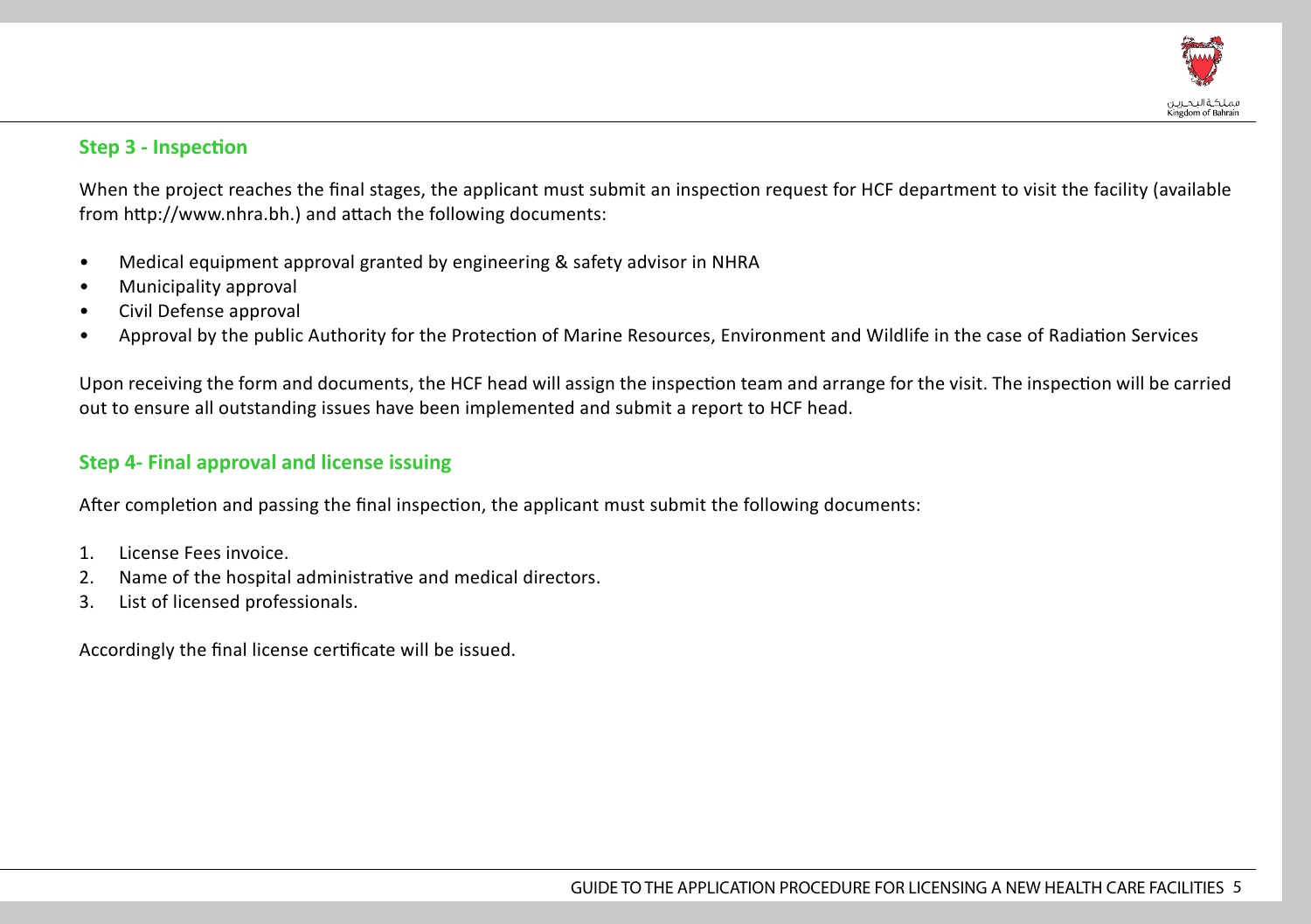### Step 3 - Inspection

When the project reaches the final stages, the applicant must submit an inspection request for HCF department to visit the facility (available from http://www.nhra.bh.) and attach the following documents:

- Medical equipment approval granted by engineering & safety advisor in NHRA
- Municipality approval
- Civil Defense approval
- Approval by the public Authority for the Protection of Marine Resources, Environment and Wildlife in the case of Radiation Services

Upon receiving the form and documents, the HCF head will assign the inspection team and arrange for the visit. The inspection will be carried out to ensure all outstanding issues have been implemented and submit a report to HCF head.

### Step 4- Final approval and license issuing

After completion and passing the final inspection, the applicant must submit the following documents:

1. License Fees invoice.
2. Name of the hospital administrative and medical directors.
3. List of licensed professionals.

Accordingly the final license certificate will be issued.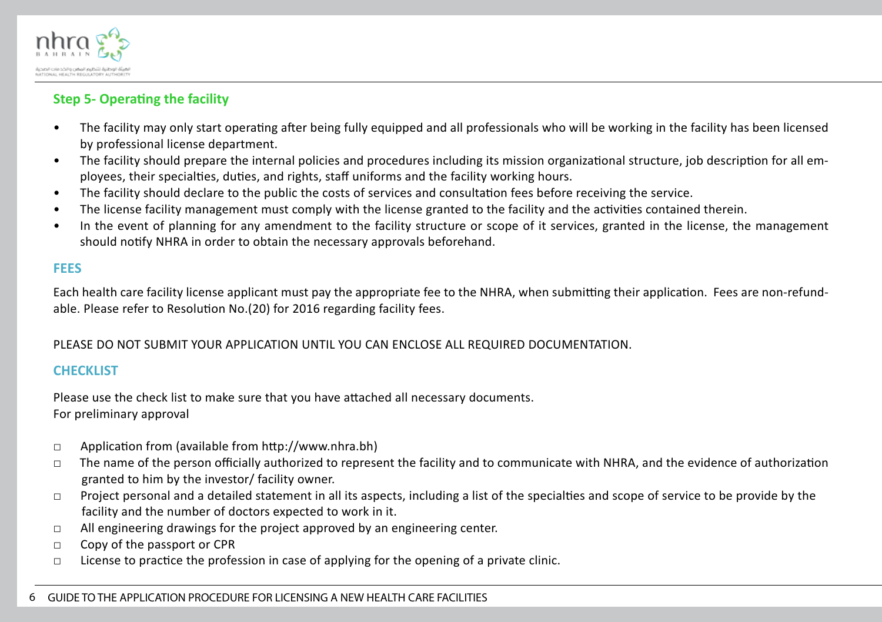## Step 5- Operating the facility

- The facility may only start operating after being fully equipped and all professionals who will be working in the facility has been licensed by professional license department.
- The facility should prepare the internal policies and procedures including its mission organizational structure, job description for all employees, their specialties, duties, and rights, staff uniforms and the facility working hours.
- The facility should declare to the public the costs of services and consultation fees before receiving the service.
- The license facility management must comply with the license granted to the facility and the activities contained therein.
- In the event of planning for any amendment to the facility structure or scope of it services, granted in the license, the management should notify NHRA in order to obtain the necessary approvals beforehand.

## FEES

Each health care facility license applicant must pay the appropriate fee to the NHRA, when submitting their application. Fees are non-refundable. Please refer to Resolution No.(20) for 2016 regarding facility fees.

PLEASE DO NOT SUBMIT YOUR APPLICATION UNTIL YOU CAN ENCLOSE ALL REQUIRED DOCUMENTATION.

## CHECKLIST

Please use the check list to make sure that you have attached all necessary documents.
For preliminary approval

- □ Application from (available from http://www.nhra.bh)
- □ The name of the person officially authorized to represent the facility and to communicate with NHRA, and the evidence of authorization granted to him by the investor/ facility owner.
- □ Project personal and a detailed statement in all its aspects, including a list of the specialties and scope of service to be provide by the facility and the number of doctors expected to work in it.
- □ All engineering drawings for the project approved by an engineering center.
- □ Copy of the passport or CPR
- □ License to practice the profession in case of applying for the opening of a private clinic.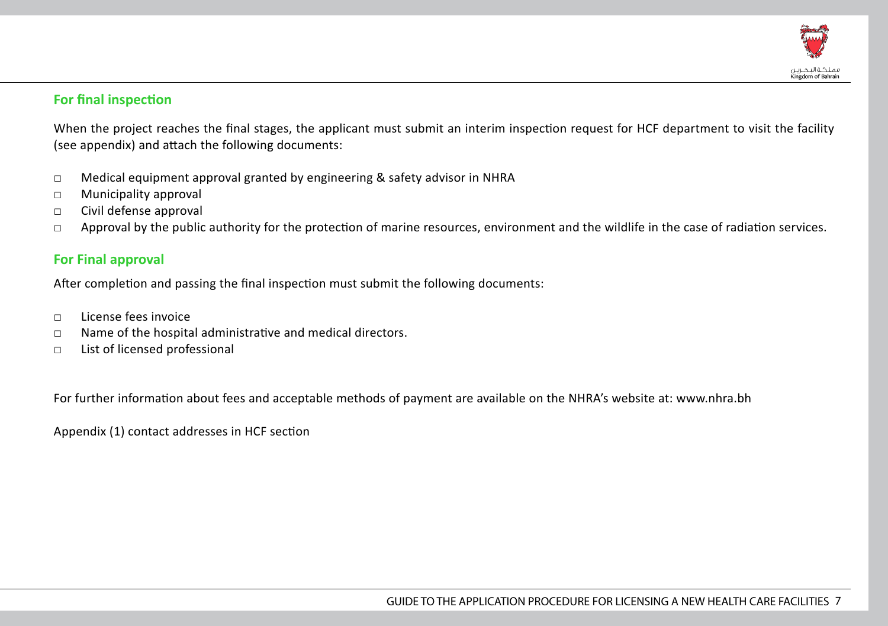### For final inspection

When the project reaches the final stages, the applicant must submit an interim inspection request for HCF department to visit the facility (see appendix) and attach the following documents:

- ☐ Medical equipment approval granted by engineering & safety advisor in NHRA
- ☐ Municipality approval
- ☐ Civil defense approval
- ☐ Approval by the public authority for the protection of marine resources, environment and the wildlife in the case of radiation services.

### For Final approval

After completion and passing the final inspection must submit the following documents:

- ☐ License fees invoice
- ☐ Name of the hospital administrative and medical directors.
- ☐ List of licensed professional

For further information about fees and acceptable methods of payment are available on the NHRA's website at: www.nhra.bh

Appendix (1) contact addresses in HCF section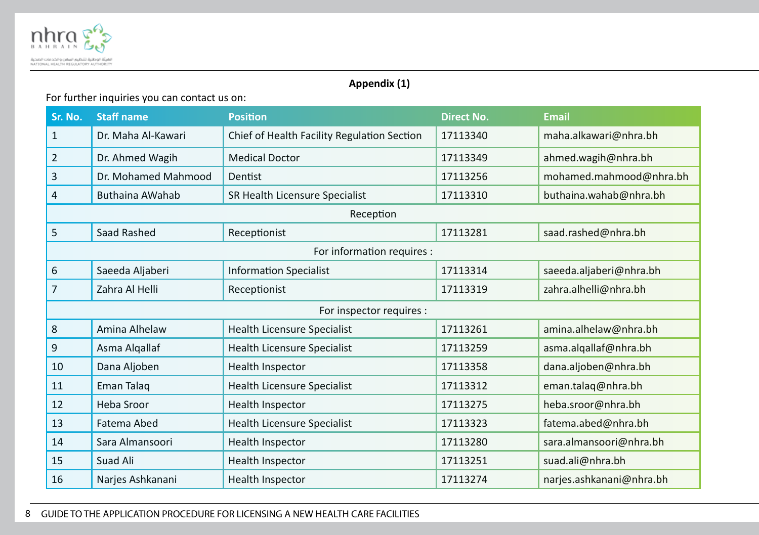**Appendix (1)**

For further inquiries you can contact us on:

| Sr. No. | Staff name | Position | Direct No. | Email |
|---|---|---|---|---|
| 1 | Dr. Maha Al-Kawari | Chief of Health Facility Regulation Section | 17113340 | maha.alkawari@nhra.bh |
| 2 | Dr. Ahmed Wagih | Medical Doctor | 17113349 | ahmed.wagih@nhra.bh |
| 3 | Dr. Mohamed Mahmood | Dentist | 17113256 | mohamed.mahmood@nhra.bh |
| 4 | Buthaina AWahab | SR Health Licensure Specialist | 17113310 | buthaina.wahab@nhra.bh |
| Reception | | | | |
| 5 | Saad Rashed | Receptionist | 17113281 | saad.rashed@nhra.bh |
| For information requires : | | | | |
| 6 | Saeeda Aljaberi | Information Specialist | 17113314 | saeeda.aljaberi@nhra.bh |
| 7 | Zahra Al Helli | Receptionist | 17113319 | zahra.alhelli@nhra.bh |
| For inspector requires : | | | | |
| 8 | Amina Alhelaw | Health Licensure Specialist | 17113261 | amina.alhelaw@nhra.bh |
| 9 | Asma Alqallaf | Health Licensure Specialist | 17113259 | asma.alqallaf@nhra.bh |
| 10 | Dana Aljoben | Health Inspector | 17113358 | dana.aljoben@nhra.bh |
| 11 | Eman Talaq | Health Licensure Specialist | 17113312 | eman.talaq@nhra.bh |
| 12 | Heba Sroor | Health Inspector | 17113275 | heba.sroor@nhra.bh |
| 13 | Fatema Abed | Health Licensure Specialist | 17113323 | fatema.abed@nhra.bh |
| 14 | Sara Almansoori | Health Inspector | 17113280 | sara.almansoori@nhra.bh |
| 15 | Suad Ali | Health Inspector | 17113251 | suad.ali@nhra.bh |
| 16 | Narjes Ashkanani | Health Inspector | 17113274 | narjes.ashkanani@nhra.bh |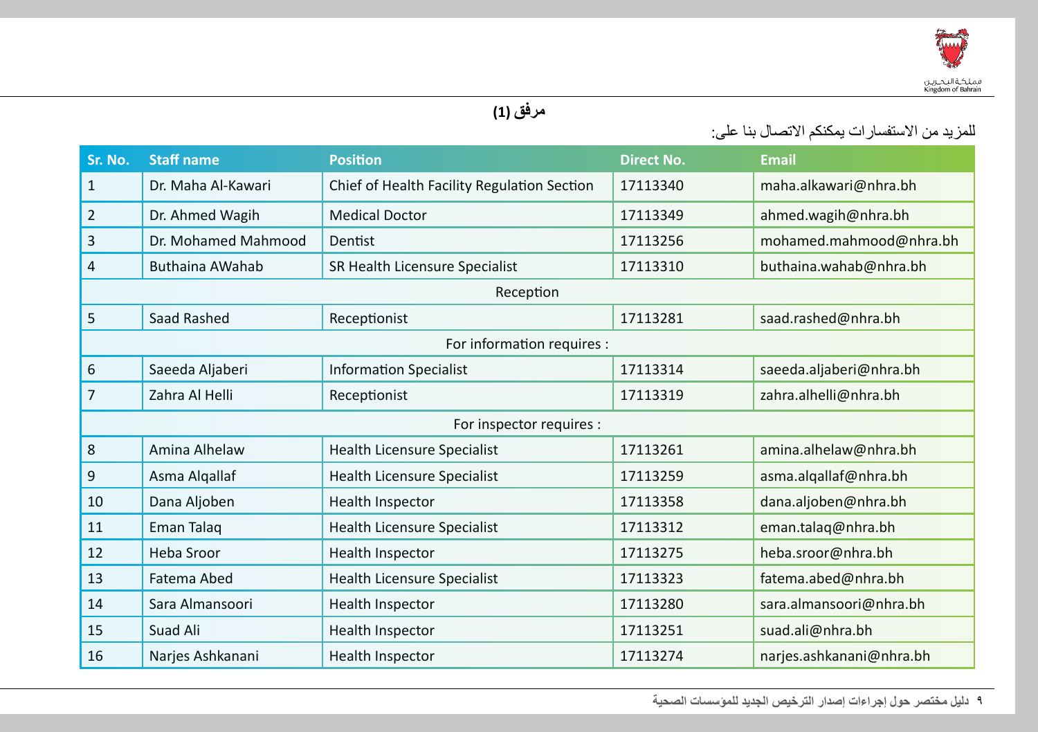**مرفق (1)**

للمزيد من الاستفسارات يمكنكم الاتصال بنا على:

| Sr. No. | Staff name | Position | Direct No. | Email |
|---|---|---|---|---|
| 1 | Dr. Maha Al-Kawari | Chief of Health Facility Regulation Section | 17113340 | maha.alkawari@nhra.bh |
| 2 | Dr. Ahmed Wagih | Medical Doctor | 17113349 | ahmed.wagih@nhra.bh |
| 3 | Dr. Mohamed Mahmood | Dentist | 17113256 | mohamed.mahmood@nhra.bh |
| 4 | Buthaina AWahab | SR Health Licensure Specialist | 17113310 | buthaina.wahab@nhra.bh |
| Reception | | | | |
| 5 | Saad Rashed | Receptionist | 17113281 | saad.rashed@nhra.bh |
| For information requires : | | | | |
| 6 | Saeeda Aljaberi | Information Specialist | 17113314 | saeeda.aljaberi@nhra.bh |
| 7 | Zahra Al Helli | Receptionist | 17113319 | zahra.alhelli@nhra.bh |
| For inspector requires : | | | | |
| 8 | Amina Alhelaw | Health Licensure Specialist | 17113261 | amina.alhelaw@nhra.bh |
| 9 | Asma Alqallaf | Health Licensure Specialist | 17113259 | asma.alqallaf@nhra.bh |
| 10 | Dana Aljoben | Health Inspector | 17113358 | dana.aljoben@nhra.bh |
| 11 | Eman Talaq | Health Licensure Specialist | 17113312 | eman.talaq@nhra.bh |
| 12 | Heba Sroor | Health Inspector | 17113275 | heba.sroor@nhra.bh |
| 13 | Fatema Abed | Health Licensure Specialist | 17113323 | fatema.abed@nhra.bh |
| 14 | Sara Almansoori | Health Inspector | 17113280 | sara.almansoori@nhra.bh |
| 15 | Suad Ali | Health Inspector | 17113251 | suad.ali@nhra.bh |
| 16 | Narjes Ashkanani | Health Inspector | 17113274 | narjes.ashkanani@nhra.bh |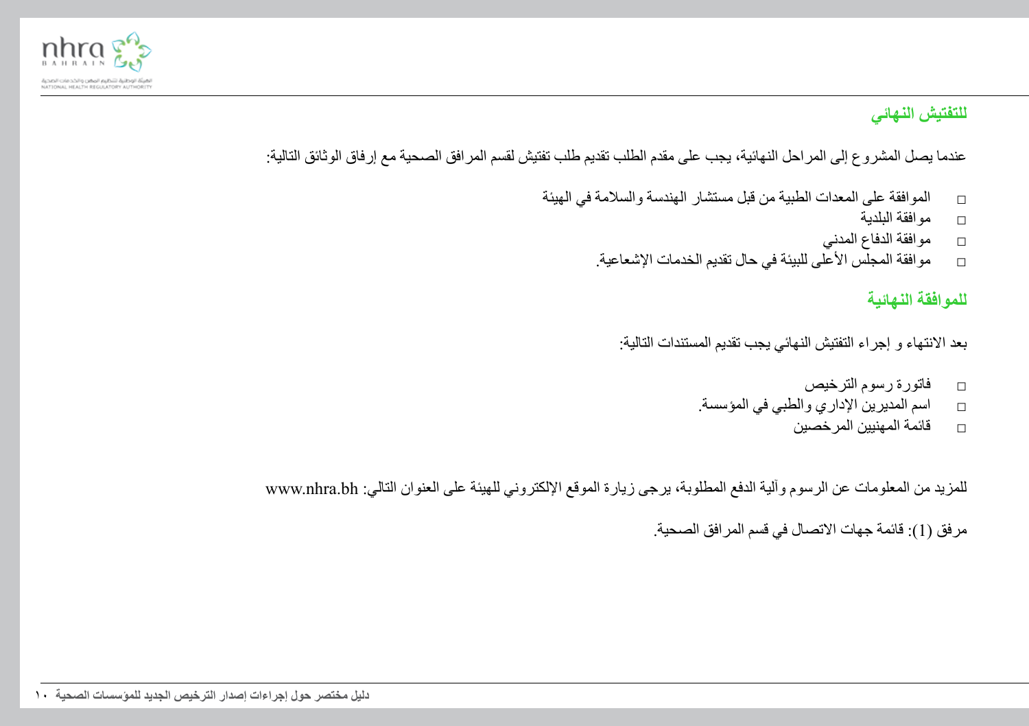## للتفتيش النهائي

عندما يصل المشروع إلى المراحل النهائية، يجب على مقدم الطلب تقديم طلب تفتيش لقسم المرافق الصحية مع إرفاق الوثائق التالية:

- ☐ الموافقة على المعدات الطبية من قبل مستشار الهندسة والسلامة في الهيئة
- ☐ موافقة البلدية
- ☐ موافقة الدفاع المدني
- ☐ موافقة المجلس الأعلى للبيئة في حال تقديم الخدمات الإشعاعية.

## للموافقة النهائية

بعد الانتهاء و إجراء التفتيش النهائي يجب تقديم المستندات التالية:

- ☐ فاتورة رسوم الترخيص
- ☐ اسم المديرين الإداري والطبي في المؤسسة.
- ☐ قائمة المهنيين المرخصين

للمزيد من المعلومات عن الرسوم وآلية الدفع المطلوبة، يرجى زيارة الموقع الإلكتروني للهيئة على العنوان التالي: www.nhra.bh

مرفق (1): قائمة جهات الاتصال في قسم المرافق الصحية.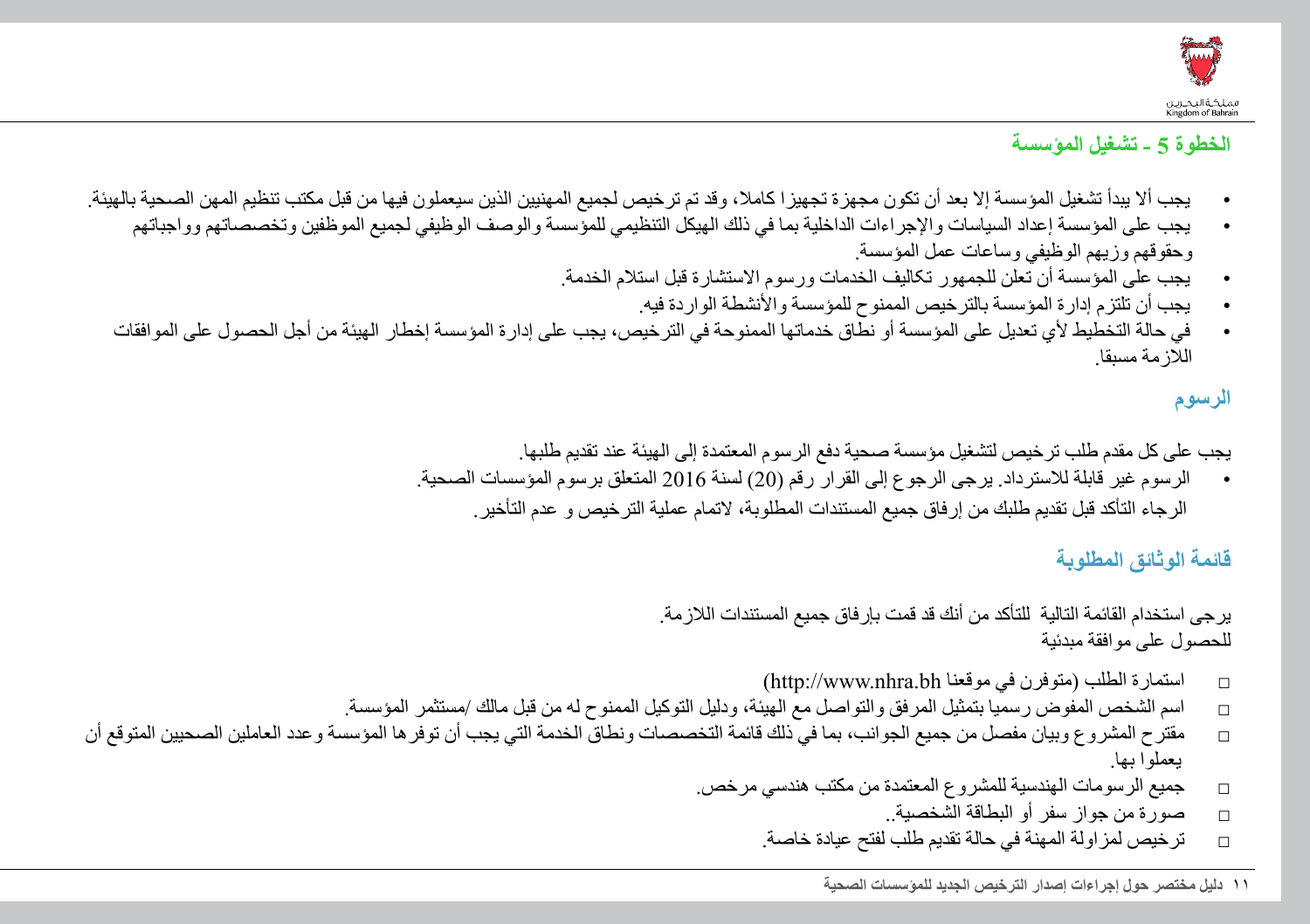## الخطوة 5 ـ تشغيل المؤسسة

- يجب ألا يبدأ تشغيل المؤسسة إلا بعد أن تكون مجهزة تجهيزا كاملا، وقد تم ترخيص لجميع المهنيين الذين سيعملون فيها من قبل مكتب تنظيم المهن الصحية بالهيئة.
- يجب على المؤسسة إعداد السياسات والإجراءات الداخلية بما في ذلك الهيكل التنظيمي للمؤسسة والوصف الوظيفي لجميع الموظفين وتخصصاتهم وواجباتهم وحقوقهم وزيهم الوظيفي وساعات عمل المؤسسة.
- يجب على المؤسسة أن تعلن للجمهور تكاليف الخدمات ورسوم الاستشارة قبل استلام الخدمة.
- يجب أن تلتزم إدارة المؤسسة بالترخيص الممنوح للمؤسسة والأنشطة الواردة فيه.
- في حالة التخطيط لأي تعديل على المؤسسة أو نطاق خدماتها الممنوحة في الترخيص، يجب على إدارة المؤسسة إخطار الهيئة من أجل الحصول على الموافقات اللازمة مسبقا.

### الرسوم

يجب على كل مقدم طلب ترخيص لتشغيل مؤسسة صحية دفع الرسوم المعتمدة إلى الهيئة عند تقديم طلبها.

- الرسوم غير قابلة للاسترداد. يرجى الرجوع إلى القرار رقم (20) لسنة 2016 المتعلق برسوم المؤسسات الصحية.

الرجاء التأكد قبل تقديم طلبك من إرفاق جميع المستندات المطلوبة، لاتمام عملية الترخيص و عدم التأخير.

### قائمة الوثائق المطلوبة

يرجى استخدام القائمة التالية للتأكد من أنك قد قمت بإرفاق جميع المستندات اللازمة.
للحصول على موافقة مبدئية

- ☐ استمارة الطلب (متوفرن في موقعنا http://www.nhra.bh)
- ☐ اسم الشخص المفوض رسميا بتمثيل المرفق والتواصل مع الهيئة، ودليل التوكيل الممنوح له من قبل مالك /مستثمر المؤسسة.
- ☐ مقترح المشروع وبيان مفصل من جميع الجوانب، بما في ذلك قائمة التخصصات ونطاق الخدمة التي يجب أن توفرها المؤسسة وعدد العاملين الصحيين المتوقع أن يعملوا بها.
- ☐ جميع الرسومات الهندسية للمشروع المعتمدة من مكتب هندسي مرخص.
- ☐ صورة من جواز سفر أو البطاقة الشخصية..
- ☐ ترخيص لمزاولة المهنة في حالة تقديم طلب لفتح عيادة خاصة.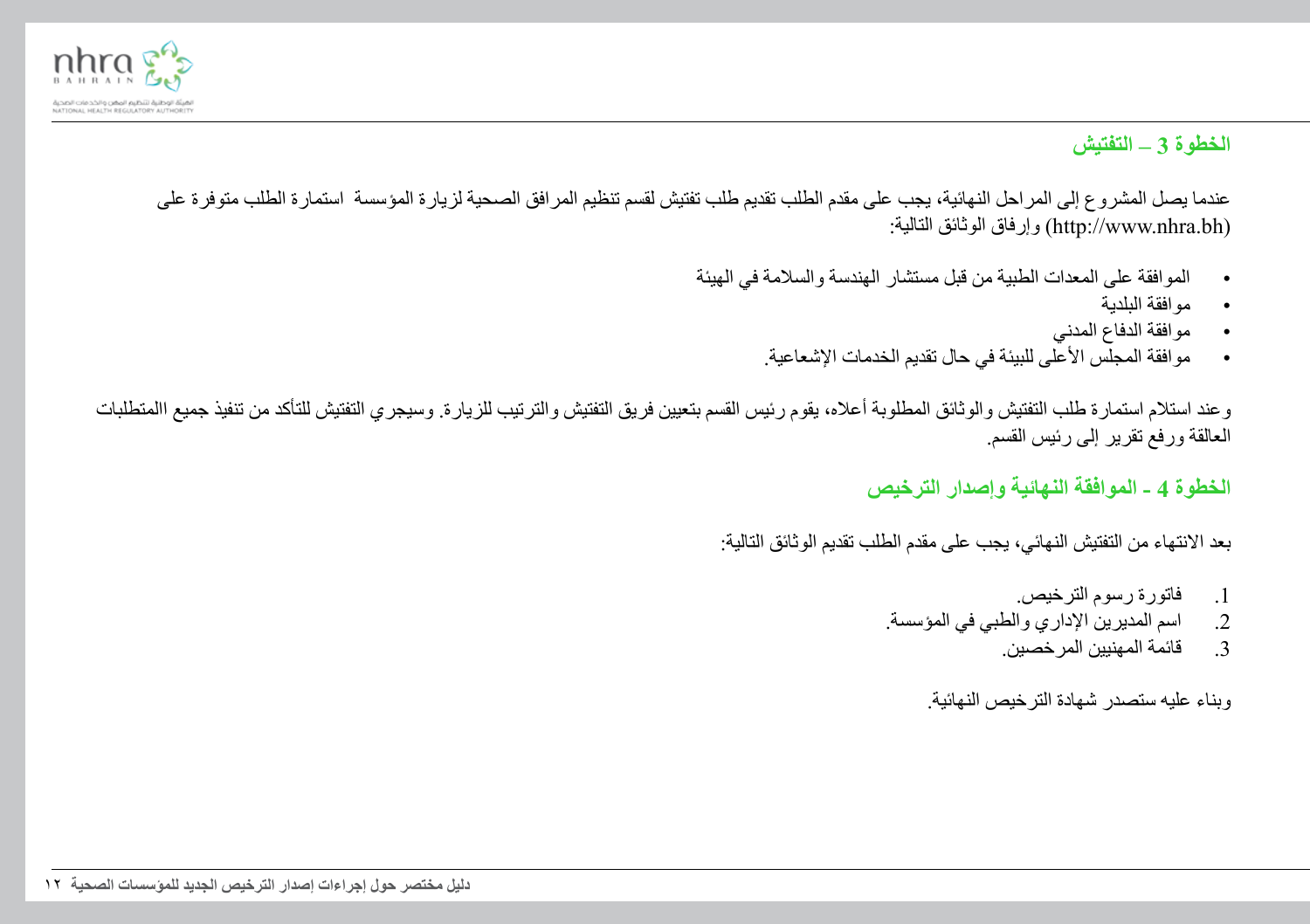## الخطوة 3 – التفتيش

عندما يصل المشروع إلى المراحل النهائية، يجب على مقدم الطلب تقديم طلب تفتيش لقسم تنظيم المرافق الصحية لزيارة المؤسسة استمارة الطلب متوفرة على (http://www.nhra.bh) وإرفاق الوثائق التالية:

- الموافقة على المعدات الطبية من قبل مستشار الهندسة والسلامة في الهيئة
- موافقة البلدية
- موافقة الدفاع المدني
- موافقة المجلس الأعلى للبيئة في حال تقديم الخدمات الإشعاعية.

وعند استلام استمارة طلب التفتيش والوثائق المطلوبة أعلاه، يقوم رئيس القسم بتعيين فريق التفتيش والترتيب للزيارة. وسيجري التفتيش للتأكد من تنفيذ جميع االمتطلبات العالقة ورفع تقرير إلى رئيس القسم.

## الخطوة 4 - الموافقة النهائية وإصدار الترخيص

بعد الانتهاء من التفتيش النهائي، يجب على مقدم الطلب تقديم الوثائق التالية:

1. فاتورة رسوم الترخيص.
2. اسم المديرين الإداري والطبي في المؤسسة.
3. قائمة المهنيين المرخصين.

وبناء عليه ستصدر شهادة الترخيص النهائية.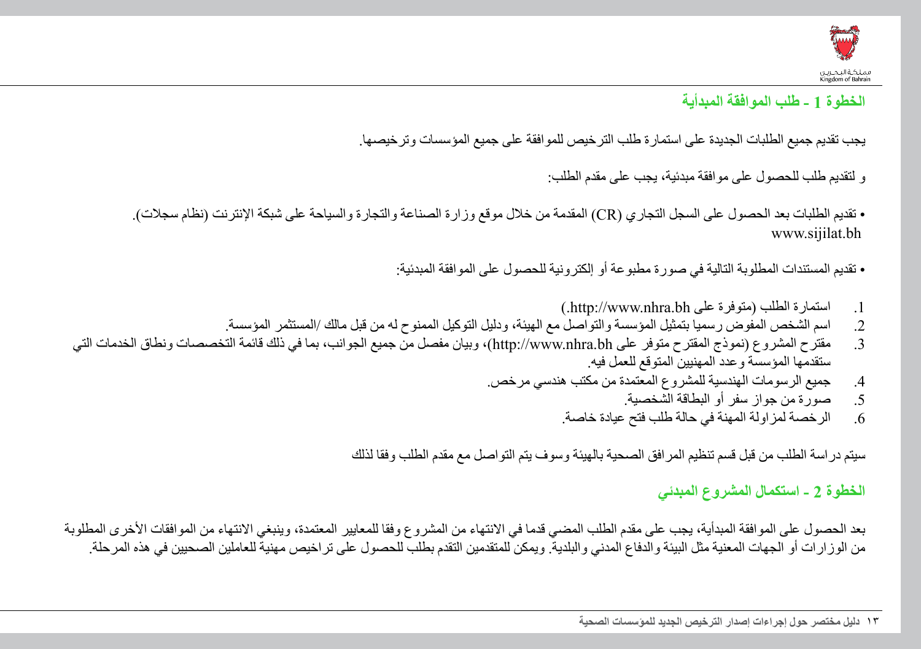## الخطوة 1 ـ طلب الموافقة المبدأية

يجب تقديم جميع الطلبات الجديدة على استمارة طلب الترخيص للموافقة على جميع المؤسسات وترخيصها.

و لتقديم طلب للحصول على موافقة مبدئية، يجب على مقدم الطلب:

- تقديم الطلبات بعد الحصول على السجل التجاري (CR) المقدمة من خلال موقع وزارة الصناعة والتجارة والسياحة على شبكة الإنترنت (نظام سجلات). www.sijilat.bh
- تقديم المستندات المطلوبة التالية في صورة مطبوعة أو إلكترونية للحصول على الموافقة المبدئية:

1. استمارة الطلب (متوفرة على http://www.nhra.bh.)
2. اسم الشخص المفوض رسميا بتمثيل المؤسسة والتواصل مع الهيئة، ودليل التوكيل الممنوح له من قبل مالك /المستثمر المؤسسة.
3. مقترح المشروع (نموذج المقترح متوفر على http://www.nhra.bh)، وبيان مفصل من جميع الجوانب، بما في ذلك قائمة التخصصات ونطاق الخدمات التي ستقدمها المؤسسة وعدد المهنيين المتوقع للعمل فيه.
4. جميع الرسومات الهندسية للمشروع المعتمدة من مكتب هندسي مرخص.
5. صورة من جواز سفر أو البطاقة الشخصية.
6. الرخصة لمزاولة المهنة في حالة طلب فتح عيادة خاصة.

سيتم دراسة الطلب من قبل قسم تنظيم المرافق الصحية بالهيئة وسوف يتم التواصل مع مقدم الطلب وفقا لذلك

## الخطوة 2 ـ استكمال المشروع المبدئي

بعد الحصول على الموافقة المبدأية، يجب على مقدم الطلب المضي قدما في الانتهاء من المشروع وفقا للمعايير المعتمدة، وينبغي الانتهاء من الموافقات الأخرى المطلوبة من الوزارات أو الجهات المعنية مثل البيئة والدفاع المدني والبلدية. ويمكن للمتقدمين التقدم بطلب للحصول على تراخيص مهنية للعاملين الصحيين في هذه المرحلة.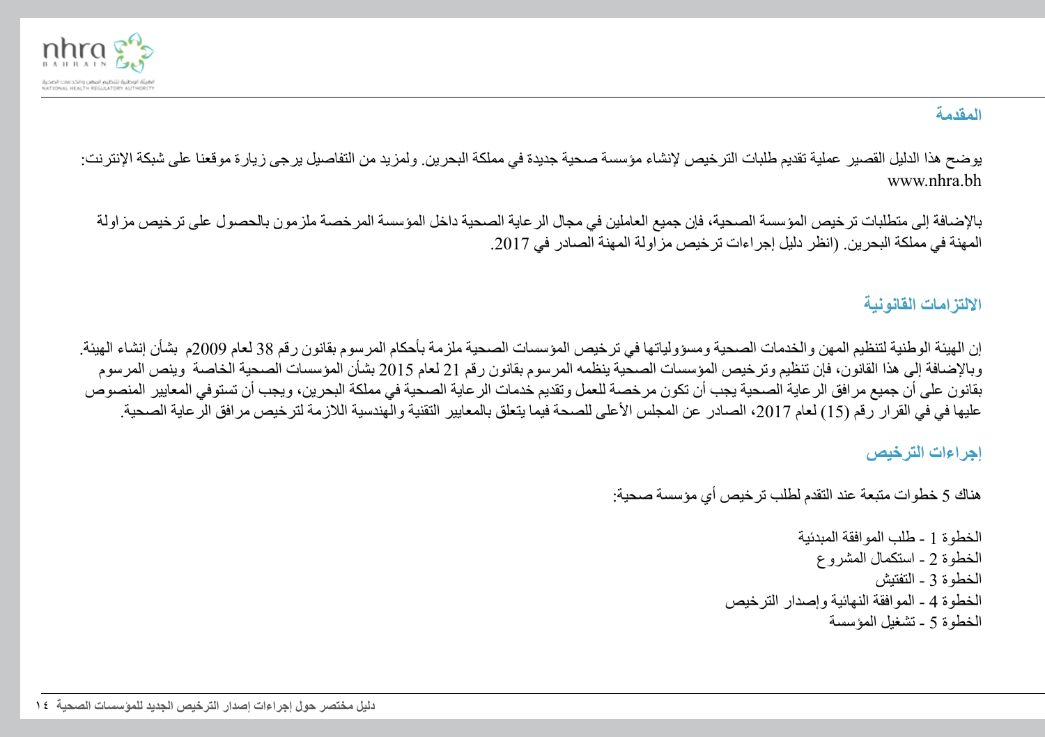## المقدمة

يوضح هذا الدليل القصير عملية تقديم طلبات الترخيص لإنشاء مؤسسة صحية جديدة في مملكة البحرين. ولمزيد من التفاصيل يرجى زيارة موقعنا على شبكة الإنترنت: www.nhra.bh

بالإضافة إلى متطلبات ترخيص المؤسسة الصحية، فإن جميع العاملين في مجال الرعاية الصحية داخل المؤسسة المرخصة ملزمون بالحصول على ترخيص مزاولة المهنة في مملكة البحرين. (انظر دليل إجراءات ترخيص مزاولة المهنة الصادر في 2017.

## الالتزامات القانونية

إن الهيئة الوطنية لتنظيم المهن والخدمات الصحية ومسؤولياتها في ترخيص المؤسسات الصحية ملزمة بأحكام المرسوم بقانون رقم 38 لعام 2009م بشأن إنشاء الهيئة. وبالإضافة إلى هذا القانون، فإن تنظيم وترخيص المؤسسات الصحية ينظمه المرسوم بقانون رقم 21 لعام 2015 بشأن المؤسسات الصحية الخاصة وينص المرسوم بقانون على أن جميع مرافق الرعاية الصحية يجب أن تكون مرخصة للعمل وتقديم خدمات الرعاية الصحية في مملكة البحرين، ويجب أن تستوفي المعايير المنصوص عليها في القرار رقم (15) لعام 2017، الصادر عن المجلس الأعلى للصحة فيما يتعلق بالمعايير التقنية والهندسية اللازمة لترخيص مرافق الرعاية الصحية.

## إجراءات الترخيص

هناك 5 خطوات متبعة عند التقدم لطلب ترخيص أي مؤسسة صحية:

الخطوة 1 - طلب الموافقة المبدئية
الخطوة 2 - استكمال المشروع
الخطوة 3 - التفتيش
الخطوة 4 - الموافقة النهائية وإصدار الترخيص
الخطوة 5 - تشغيل المؤسسة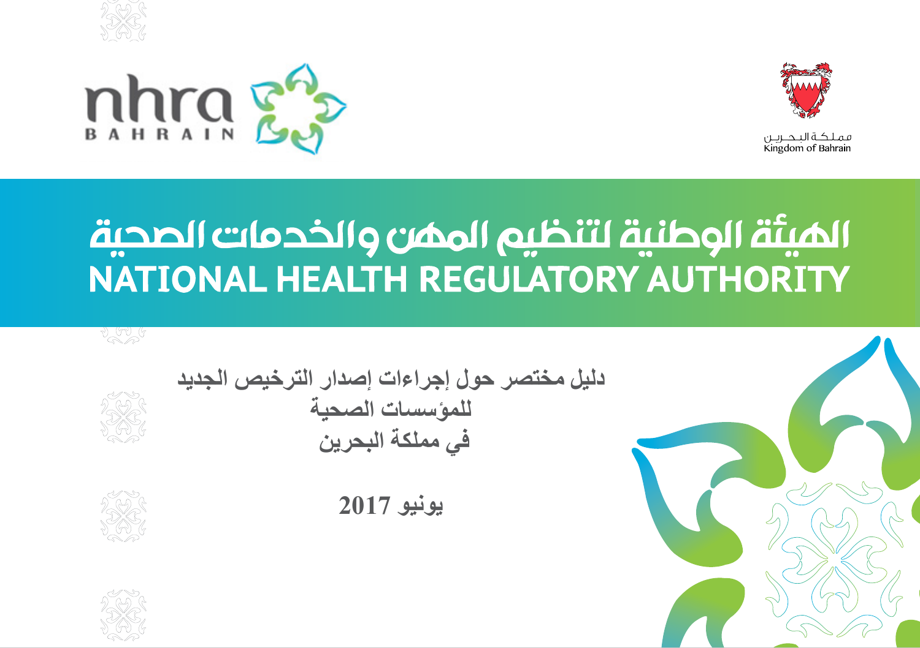nhra
BAHRAIN

مملكة البحرين
Kingdom of Bahrain

# الهيئة الوطنية لتنظيم المهن والخدمات الصحية
# NATIONAL HEALTH REGULATORY AUTHORITY

**دليل مختصر حول إجراءات إصدار الترخيص الجديد**
**للمؤسسات الصحية**
**في مملكة البحرين**

**يونيو 2017**